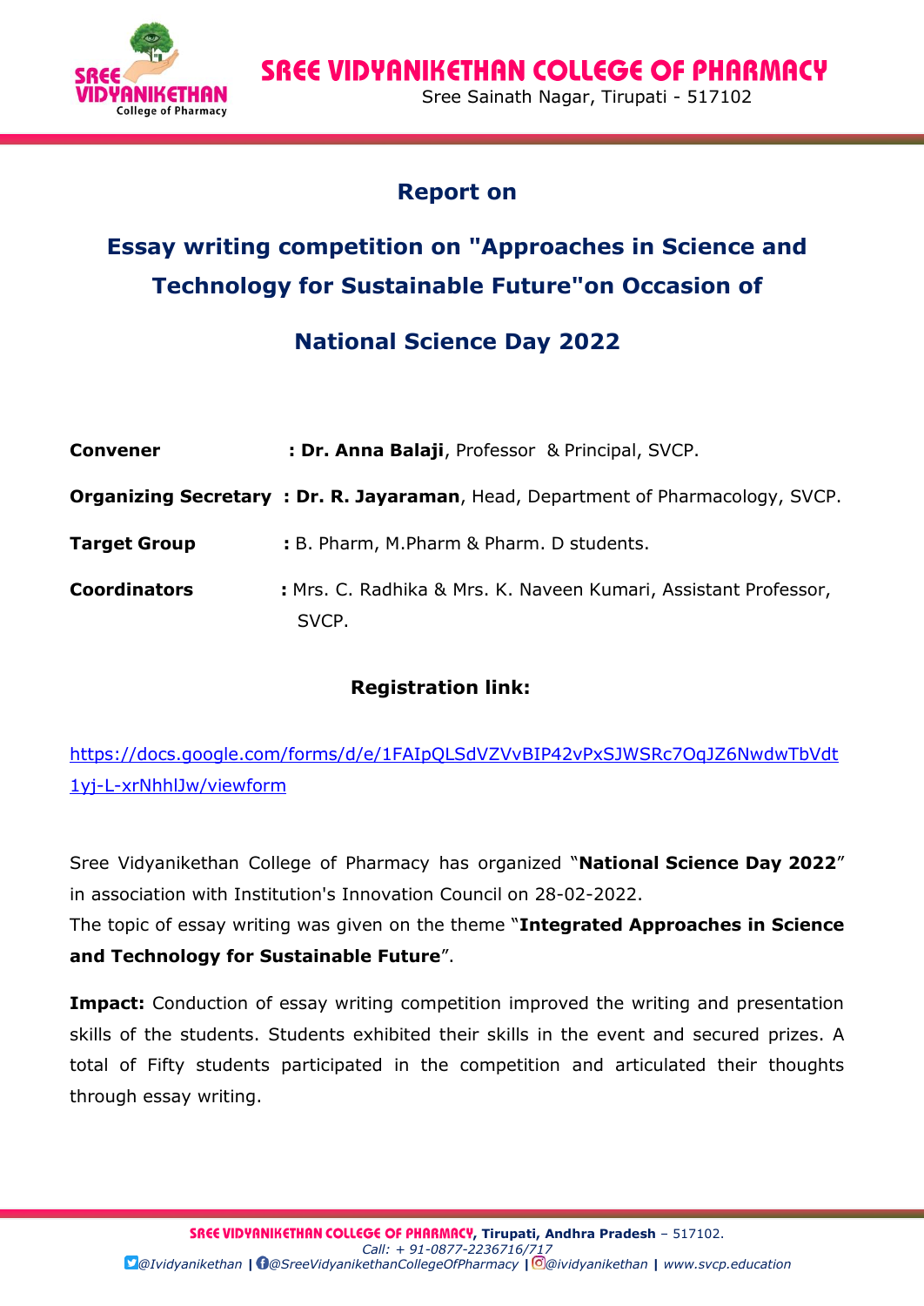# Report on

## Essay writing competition on "Approaches in Science and Technology for Sustainable Future"on Occasion of

## National Science Day 2022

**Convener** : **Dr. Anna Balaji**, Professor & Principal, SVCP.

**Organizing Secretary** : **Dr. R. Jayaraman**, Head, Department of Pharmacology, SVCP.

**Target Group** : B. Pharm, M.Pharm & Pharm. D students.

**Coordinators** : Mrs. C. Radhika & Mrs. K. Naveen Kumari, Assistant Professor, SVCP.

**Registration link:**

https://docs.google.com/forms/d/e/1FAIpQLSdVZVvBIP42vPxSJWSRc7OqJZ6NwdwTbVdt1yj-L-xrNhhlJw/viewform

Sree Vidyanikethan College of Pharmacy has organized "**National Science Day 2022**" in association with Institution's Innovation Council on 28-02-2022.
The topic of essay writing was given on the theme "**Integrated Approaches in Science and Technology for Sustainable Future**".

**Impact:** Conduction of essay writing competition improved the writing and presentation skills of the students. Students exhibited their skills in the event and secured prizes. A total of Fifty students participated in the competition and articulated their thoughts through essay writing.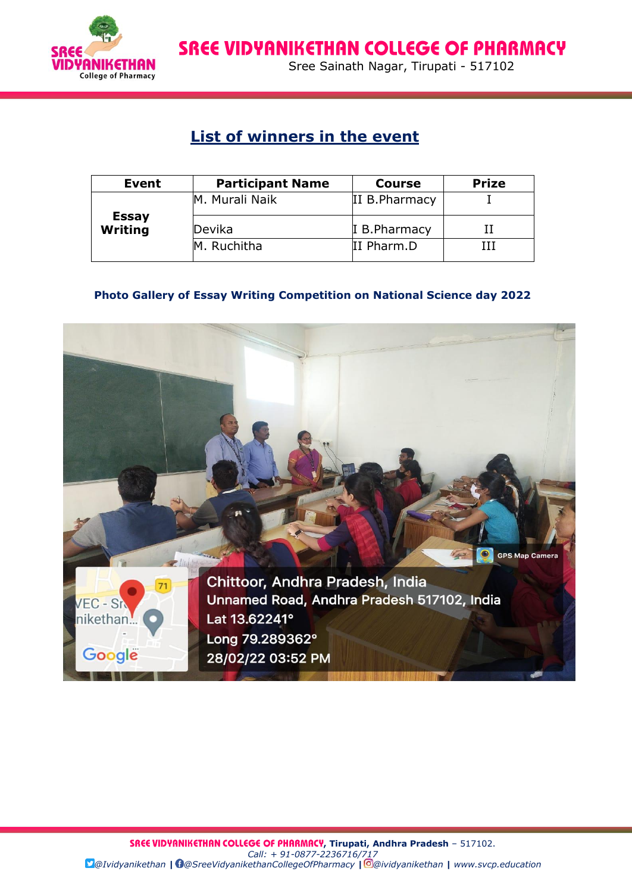## List of winners in the event

| Event | Participant Name | Course | Prize |
| --- | --- | --- | --- |
| Essay Writing | M. Murali Naik | II B.Pharmacy | I |
| | Devika | I B.Pharmacy | II |
| | M. Ruchitha | II Pharm.D | III |

**Photo Gallery of Essay Writing Competition on National Science day 2022**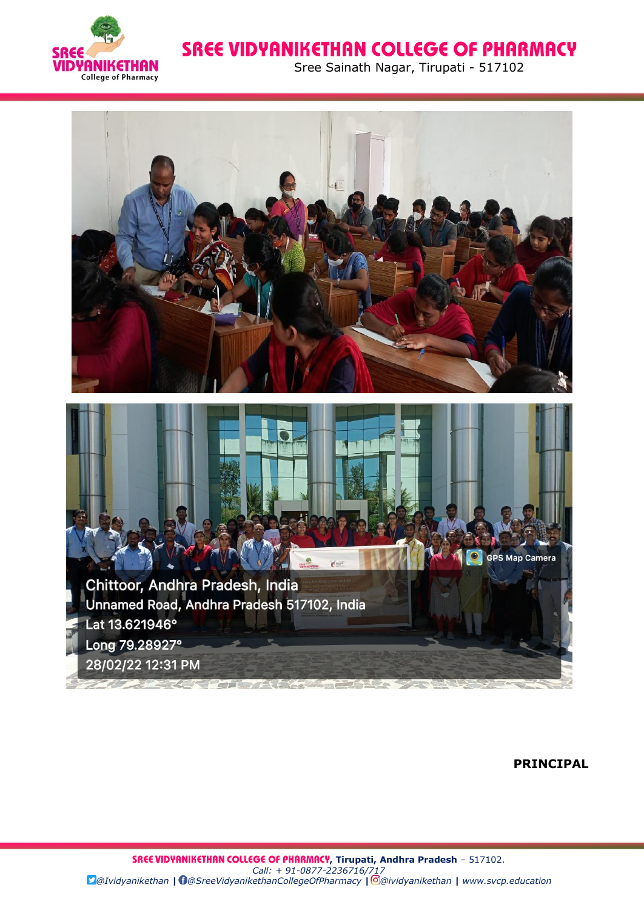**PRINCIPAL**